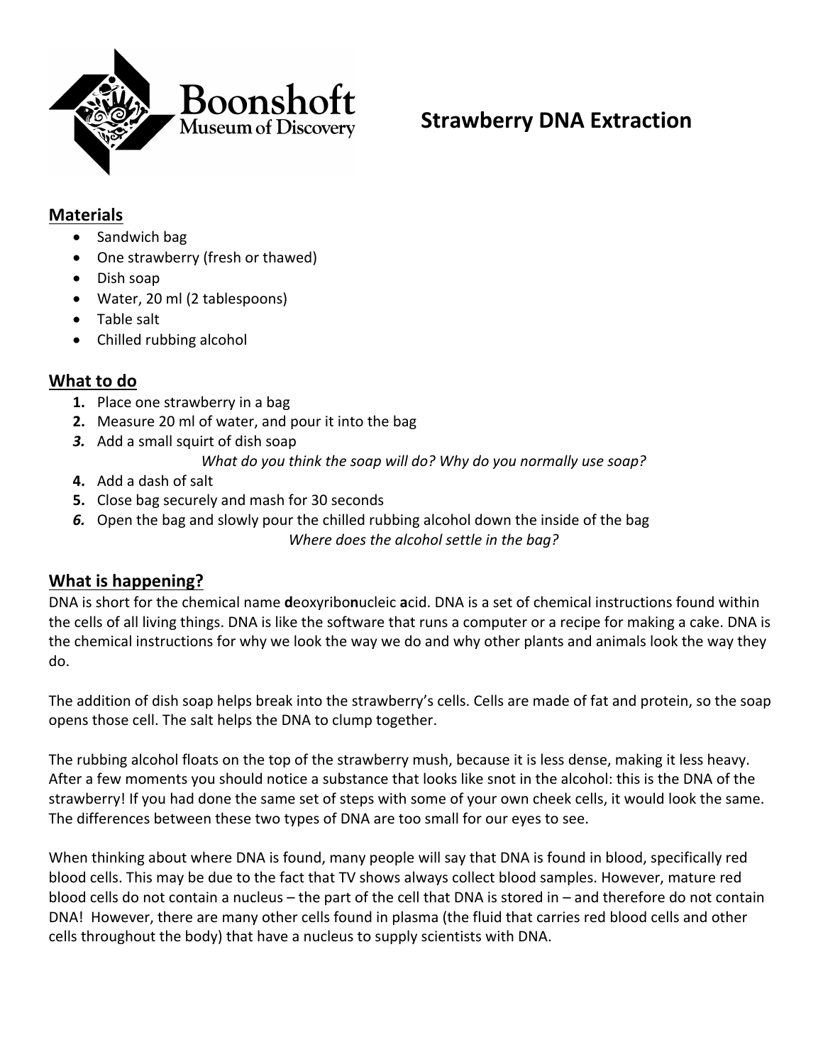Boonshoft Museum of Discovery

# Strawberry DNA Extraction

## Materials

- Sandwich bag
- One strawberry (fresh or thawed)
- Dish soap
- Water, 20 ml (2 tablespoons)
- Table salt
- Chilled rubbing alcohol

## What to do

1. Place one strawberry in a bag
2. Measure 20 ml of water, and pour it into the bag
3. Add a small squirt of dish soap

   *What do you think the soap will do? Why do you normally use soap?*
4. Add a dash of salt
5. Close bag securely and mash for 30 seconds
6. Open the bag and slowly pour the chilled rubbing alcohol down the inside of the bag

   *Where does the alcohol settle in the bag?*

## What is happening?

DNA is short for the chemical name **d**eoxyribo**n**ucleic **a**cid. DNA is a set of chemical instructions found within the cells of all living things. DNA is like the software that runs a computer or a recipe for making a cake. DNA is the chemical instructions for why we look the way we do and why other plants and animals look the way they do.

The addition of dish soap helps break into the strawberry's cells. Cells are made of fat and protein, so the soap opens those cell. The salt helps the DNA to clump together.

The rubbing alcohol floats on the top of the strawberry mush, because it is less dense, making it less heavy. After a few moments you should notice a substance that looks like snot in the alcohol: this is the DNA of the strawberry! If you had done the same set of steps with some of your own cheek cells, it would look the same. The differences between these two types of DNA are too small for our eyes to see.

When thinking about where DNA is found, many people will say that DNA is found in blood, specifically red blood cells. This may be due to the fact that TV shows always collect blood samples. However, mature red blood cells do not contain a nucleus – the part of the cell that DNA is stored in – and therefore do not contain DNA! However, there are many other cells found in plasma (the fluid that carries red blood cells and other cells throughout the body) that have a nucleus to supply scientists with DNA.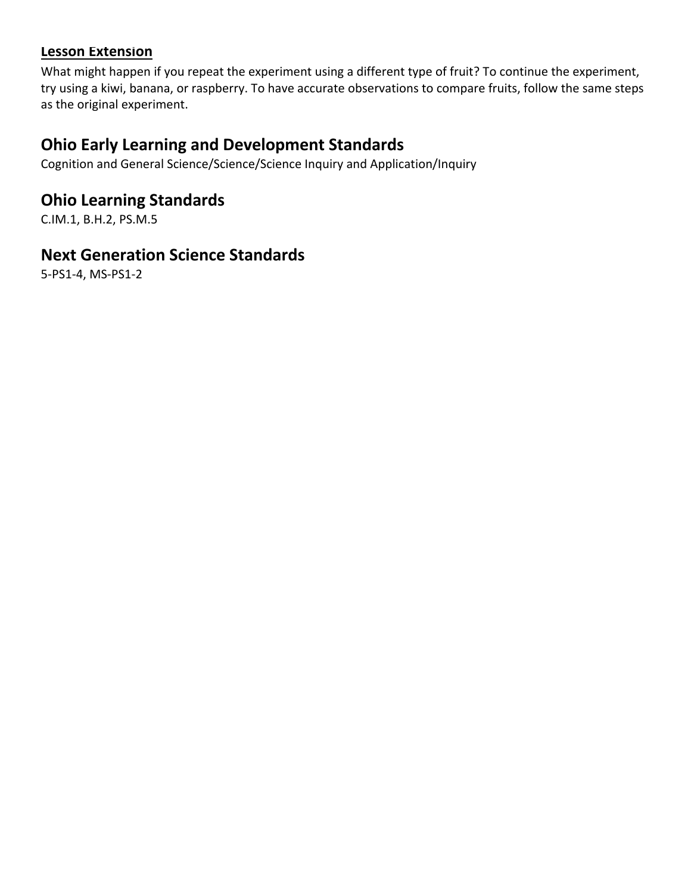**Lesson Extension**

What might happen if you repeat the experiment using a different type of fruit? To continue the experiment, try using a kiwi, banana, or raspberry. To have accurate observations to compare fruits, follow the same steps as the original experiment.

## Ohio Early Learning and Development Standards

Cognition and General Science/Science/Science Inquiry and Application/Inquiry

## Ohio Learning Standards

C.IM.1, B.H.2, PS.M.5

## Next Generation Science Standards

5-PS1-4, MS-PS1-2